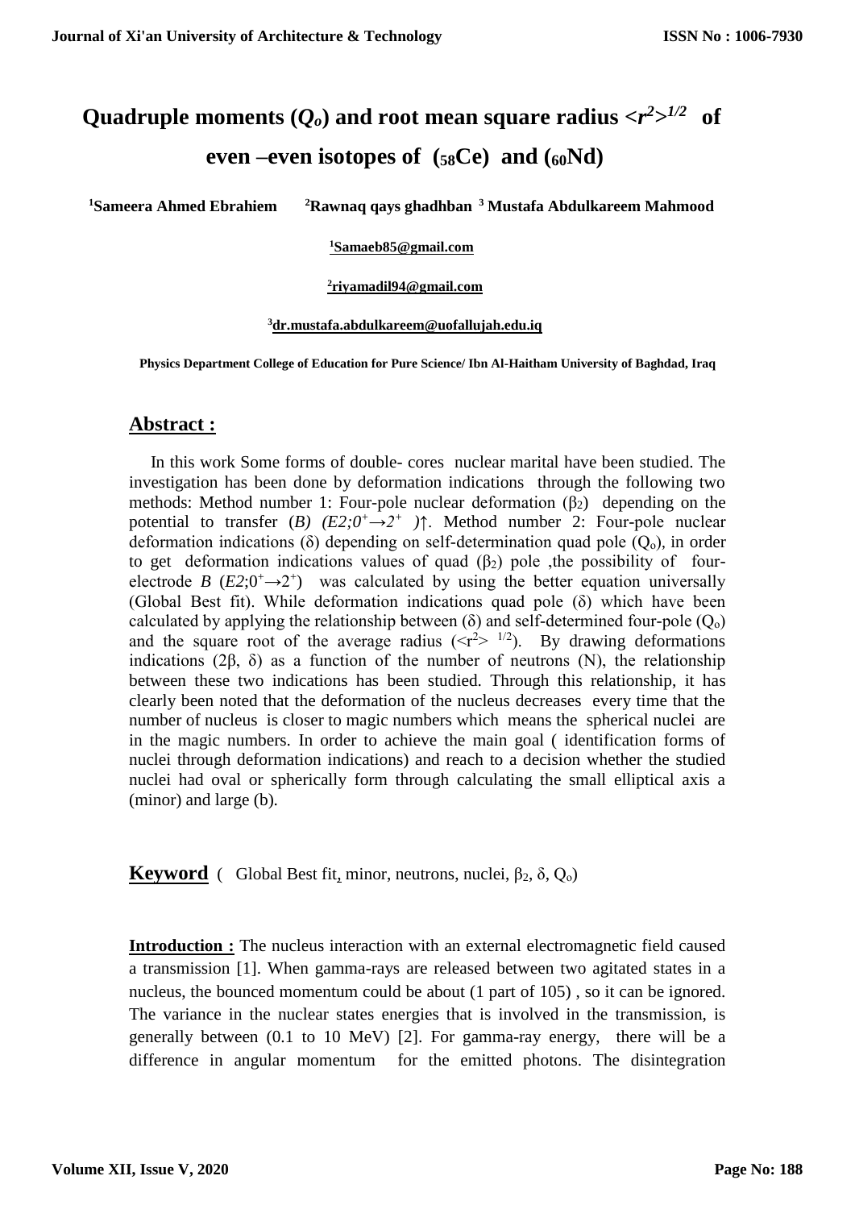# Quadruple moments ($Q_o$) and root mean square radius $<r^2>^{1/2}$ of even –even isotopes of ($_{58}$Ce) and ($_{60}$Nd)

**[1]Sameera Ahmed Ebrahiem [2]Rawnaq qays ghadhban [3] Mustafa Abdulkareem Mahmood**

[1]Samaeb85@gmail.com

[2]riyamadil94@gmail.com

[3]dr.mustafa.abdulkareem@uofallujah.edu.iq

**Physics Department College of Education for Pure Science/ Ibn Al-Haitham University of Baghdad, Iraq**

## Abstract :

In this work Some forms of double- cores nuclear marital have been studied. The investigation has been done by deformation indications through the following two methods: Method number 1: Four-pole nuclear deformation ($\beta_2$) depending on the potential to transfer (*B*) $(E2;0^+\rightarrow2^+)\uparrow$. Method number 2: Four-pole nuclear deformation indications ($\delta$) depending on self-determination quad pole ($Q_o$), in order to get deformation indications values of quad ($\beta_2$) pole ,the possibility of four-electrode $B\ (E2;0^+\rightarrow2^+)$ was calculated by using the better equation universally (Global Best fit). While deformation indications quad pole ($\delta$) which have been calculated by applying the relationship between ($\delta$) and self-determined four-pole ($Q_o$) and the square root of the average radius ($<r^2>^{1/2}$). By drawing deformations indications ($2\beta$, $\delta$) as a function of the number of neutrons (N), the relationship between these two indications has been studied. Through this relationship, it has clearly been noted that the deformation of the nucleus decreases every time that the number of nucleus is closer to magic numbers which means the spherical nuclei are in the magic numbers. In order to achieve the main goal ( identification forms of nuclei through deformation indications) and reach to a decision whether the studied nuclei had oval or spherically form through calculating the small elliptical axis a (minor) and large (b).

**Keyword** ( Global Best fit, minor, neutrons, nuclei, $\beta_2$, $\delta$, $Q_o$)

**Introduction :** The nucleus interaction with an external electromagnetic field caused a transmission [1]. When gamma-rays are released between two agitated states in a nucleus, the bounced momentum could be about (1 part of 105) , so it can be ignored. The variance in the nuclear states energies that is involved in the transmission, is generally between (0.1 to 10 MeV) [2]. For gamma-ray energy, there will be a difference in angular momentum for the emitted photons. The disintegration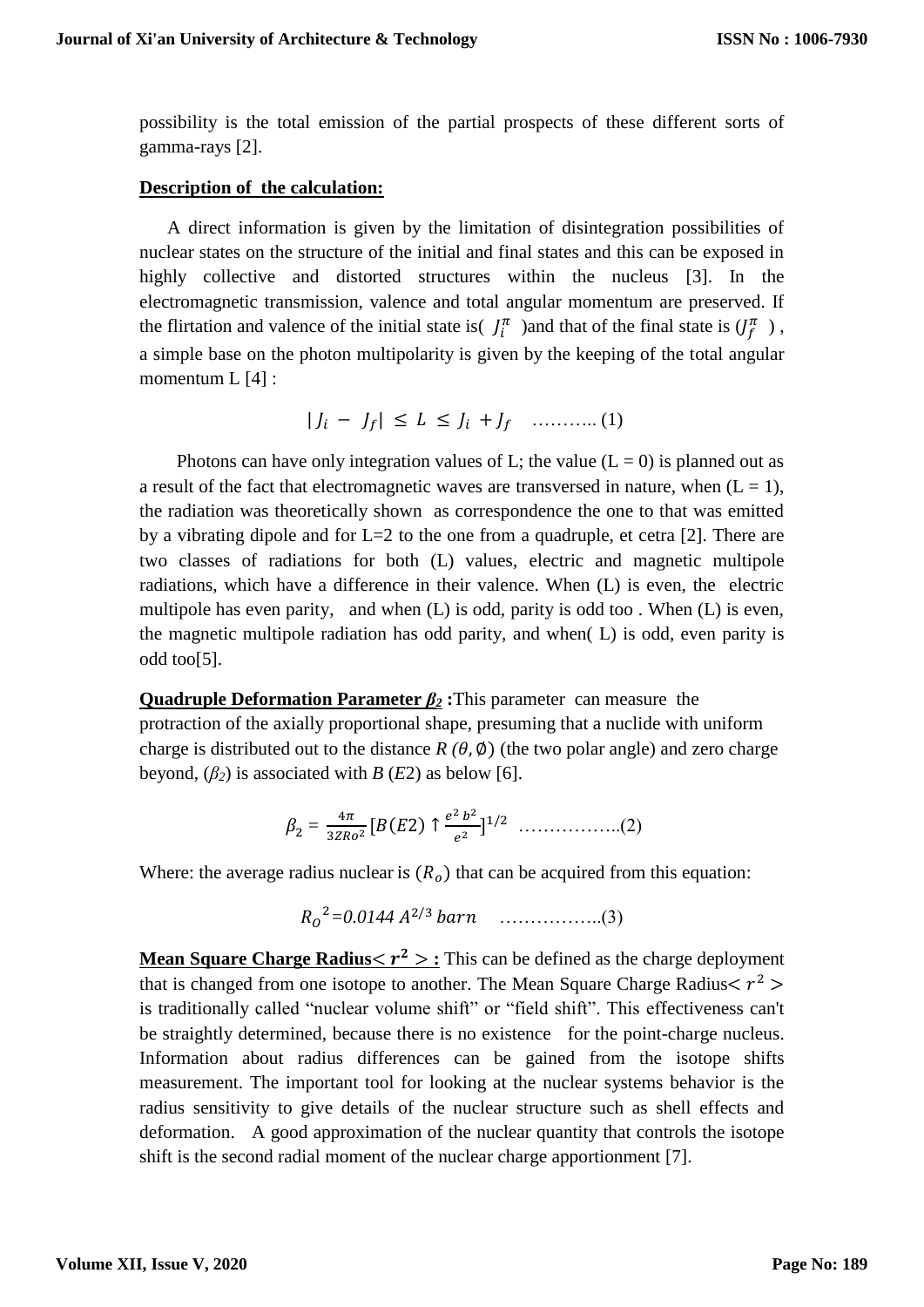possibility is the total emission of the partial prospects of these different sorts of gamma-rays [2].

**Description of the calculation:**

A direct information is given by the limitation of disintegration possibilities of nuclear states on the structure of the initial and final states and this can be exposed in highly collective and distorted structures within the nucleus [3]. In the electromagnetic transmission, valence and total angular momentum are preserved. If the flirtation and valence of the initial state is( $J_i^{\pi}$ )and that of the final state is ($J_f^{\pi}$ ) , a simple base on the photon multipolarity is given by the keeping of the total angular momentum L [4] :

$$|J_i - J_f| \leq L \leq J_i + J_f \quad \text{……….. (1)}$$

Photons can have only integration values of L; the value (L = 0) is planned out as a result of the fact that electromagnetic waves are transversed in nature, when (L = 1), the radiation was theoretically shown as correspondence the one to that was emitted by a vibrating dipole and for L=2 to the one from a quadruple, et cetra [2]. There are two classes of radiations for both (L) values, electric and magnetic multipole radiations, which have a difference in their valence. When (L) is even, the electric multipole has even parity, and when (L) is odd, parity is odd too . When (L) is even, the magnetic multipole radiation has odd parity, and when( L) is odd, even parity is odd too[5].

**Quadruple Deformation Parameter $\beta_2$ :**This parameter can measure the protraction of the axially proportional shape, presuming that a nuclide with uniform charge is distributed out to the distance $R(\theta, \emptyset)$ (the two polar angle) and zero charge beyond, ($\beta_2$) is associated with $B(E2)$ as below [6].

$$\beta_2 = \frac{4\pi}{3ZRo^2}[B(E2)\uparrow\frac{e^2\,b^2}{e^2}]^{1/2} \quad \text{……………..(2)}$$

Where: the average radius nuclear is ($R_o$) that can be acquired from this equation:

$$R_O{}^2 = 0.0144\, A^{2/3}\, barn \quad \text{……………..(3)}$$

**Mean Square Charge Radius$< r^2 >$ :** This can be defined as the charge deployment that is changed from one isotope to another. The Mean Square Charge Radius$< r^2 >$ is traditionally called "nuclear volume shift" or "field shift". This effectiveness can't be straightly determined, because there is no existence for the point-charge nucleus. Information about radius differences can be gained from the isotope shifts measurement. The important tool for looking at the nuclear systems behavior is the radius sensitivity to give details of the nuclear structure such as shell effects and deformation. A good approximation of the nuclear quantity that controls the isotope shift is the second radial moment of the nuclear charge apportionment [7].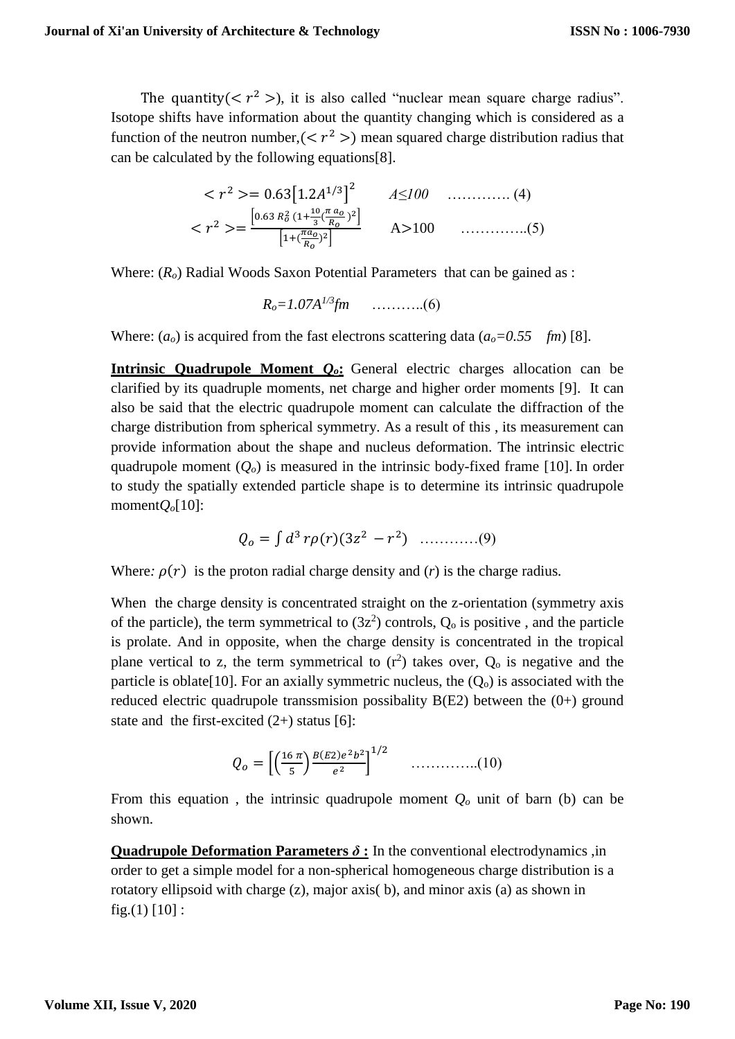The quantity($< r^2 >$), it is also called "nuclear mean square charge radius". Isotope shifts have information about the quantity changing which is considered as a function of the neutron number,($< r^2 >$) mean squared charge distribution radius that can be calculated by the following equations[8].

$$< r^2 >= 0.63\left[1.2A^{1/3}\right]^2 \qquad A\leq 100 \quad \ldots\ldots\ldots\ldots (4)$$

$$< r^2 >= \frac{\left[0.63\, R_o^2\, (1+\frac{10}{3}(\frac{\pi\, a_o}{R_o})^2\right]}{\left[1+(\frac{\pi a_o}{R_o})^2\right]} \qquad A>100 \quad \ldots\ldots\ldots\ldots..(5)$$

Where: ($R_o$) Radial Woods Saxon Potential Parameters that can be gained as :

$$R_o=1.07A^{1/3}fm \quad \ldots\ldots\ldots..(6)$$

Where: ($a_o$) is acquired from the fast electrons scattering data ($a_o=0.55 \quad fm$) [8].

**Intrinsic Quadrupole Moment $Q_o$:** General electric charges allocation can be clarified by its quadruple moments, net charge and higher order moments [9]. It can also be said that the electric quadrupole moment can calculate the diffraction of the charge distribution from spherical symmetry. As a result of this , its measurement can provide information about the shape and nucleus deformation. The intrinsic electric quadrupole moment ($Q_o$) is measured in the intrinsic body-fixed frame [10]. In order to study the spatially extended particle shape is to determine its intrinsic quadrupole moment$Q_o$[10]:

$$Q_o = \int d^3\, r\rho(r)(3z^2 - r^2) \quad \ldots\ldots\ldots\ldots(9)$$

Where: $\rho(r)$ is the proton radial charge density and ($r$) is the charge radius.

When the charge density is concentrated straight on the z-orientation (symmetry axis of the particle), the term symmetrical to ($3z^2$) controls, $Q_o$ is positive , and the particle is prolate. And in opposite, when the charge density is concentrated in the tropical plane vertical to z, the term symmetrical to ($r^2$) takes over, $Q_o$ is negative and the particle is oblate[10]. For an axially symmetric nucleus, the ($Q_o$) is associated with the reduced electric quadrupole transsmision possibality B(E2) between the (0+) ground state and the first-excited (2+) status [6]:

$$Q_o = \left[\left(\frac{16\,\pi}{5}\right)\frac{B(E2)e^2b^2}{e^2}\right]^{1/2} \quad \ldots\ldots\ldots\ldots..(10)$$

From this equation , the intrinsic quadrupole moment $Q_o$ unit of barn (b) can be shown.

**Quadrupole Deformation Parameters $\delta$ :** In the conventional electrodynamics ,in order to get a simple model for a non-spherical homogeneous charge distribution is a rotatory ellipsoid with charge (z), major axis( b), and minor axis (a) as shown in fig.(1) [10] :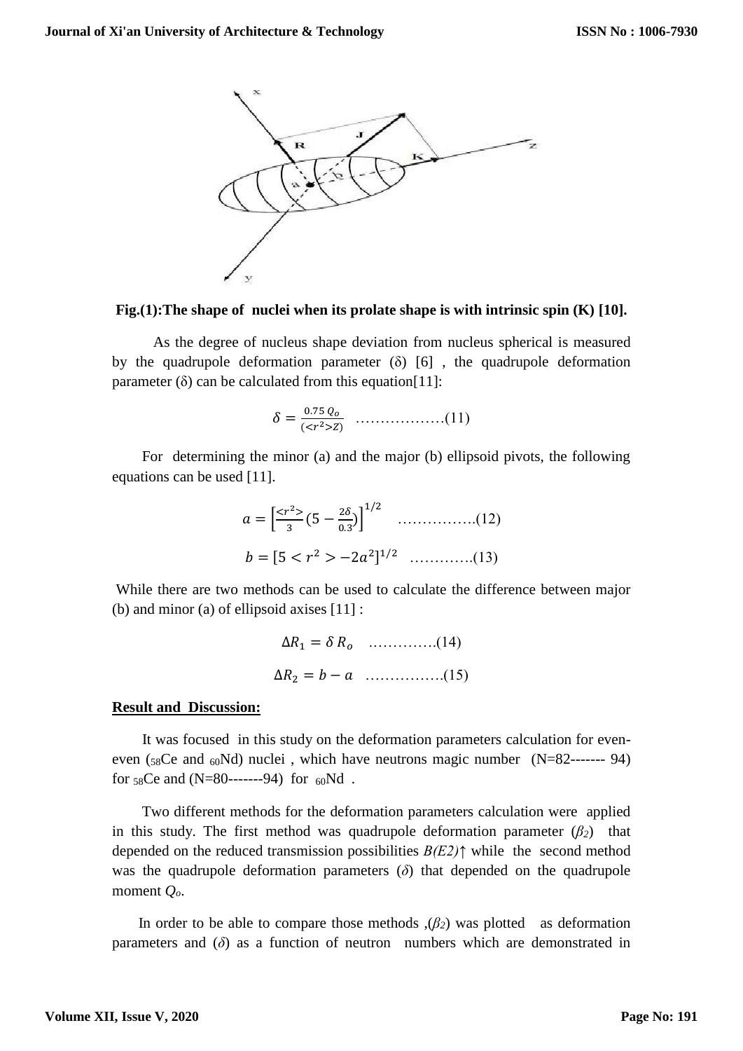Fig.(1):The shape of nuclei when its prolate shape is with intrinsic spin (K) [10].

As the degree of nucleus shape deviation from nucleus spherical is measured by the quadrupole deformation parameter (δ) [6] , the quadrupole deformation parameter (δ) can be calculated from this equation[11]:

$$\delta = \frac{0.75\, Q_o}{(<r^2>Z)} \quad \text{………………(11)}$$

For determining the minor (a) and the major (b) ellipsoid pivots, the following equations can be used [11].

$$a = \left[\frac{<r^2>}{3}\left(5 - \frac{2\delta}{0.3}\right)\right]^{1/2} \quad \text{…………….(12)}$$

$$b = [5 < r^2 > -2a^2]^{1/2} \quad \text{………….(13)}$$

While there are two methods can be used to calculate the difference between major (b) and minor (a) of ellipsoid axises [11] :

$$\Delta R_1 = \delta\, R_o \quad \text{………….(14)}$$

$$\Delta R_2 = b - a \quad \text{…………….(15)}$$

**Result and Discussion:**

It was focused in this study on the deformation parameters calculation for even-even ($_{58}$Ce and $_{60}$Nd) nuclei , which have neutrons magic number (N=82------- 94) for $_{58}$Ce and (N=80-------94) for $_{60}$Nd .

Two different methods for the deformation parameters calculation were applied in this study. The first method was quadrupole deformation parameter ($\beta_2$) that depended on the reduced transmission possibilities $B(E2)\uparrow$ while the second method was the quadrupole deformation parameters ($\delta$) that depended on the quadrupole moment $Q_o$.

In order to be able to compare those methods ,($\beta_2$) was plotted as deformation parameters and ($\delta$) as a function of neutron numbers which are demonstrated in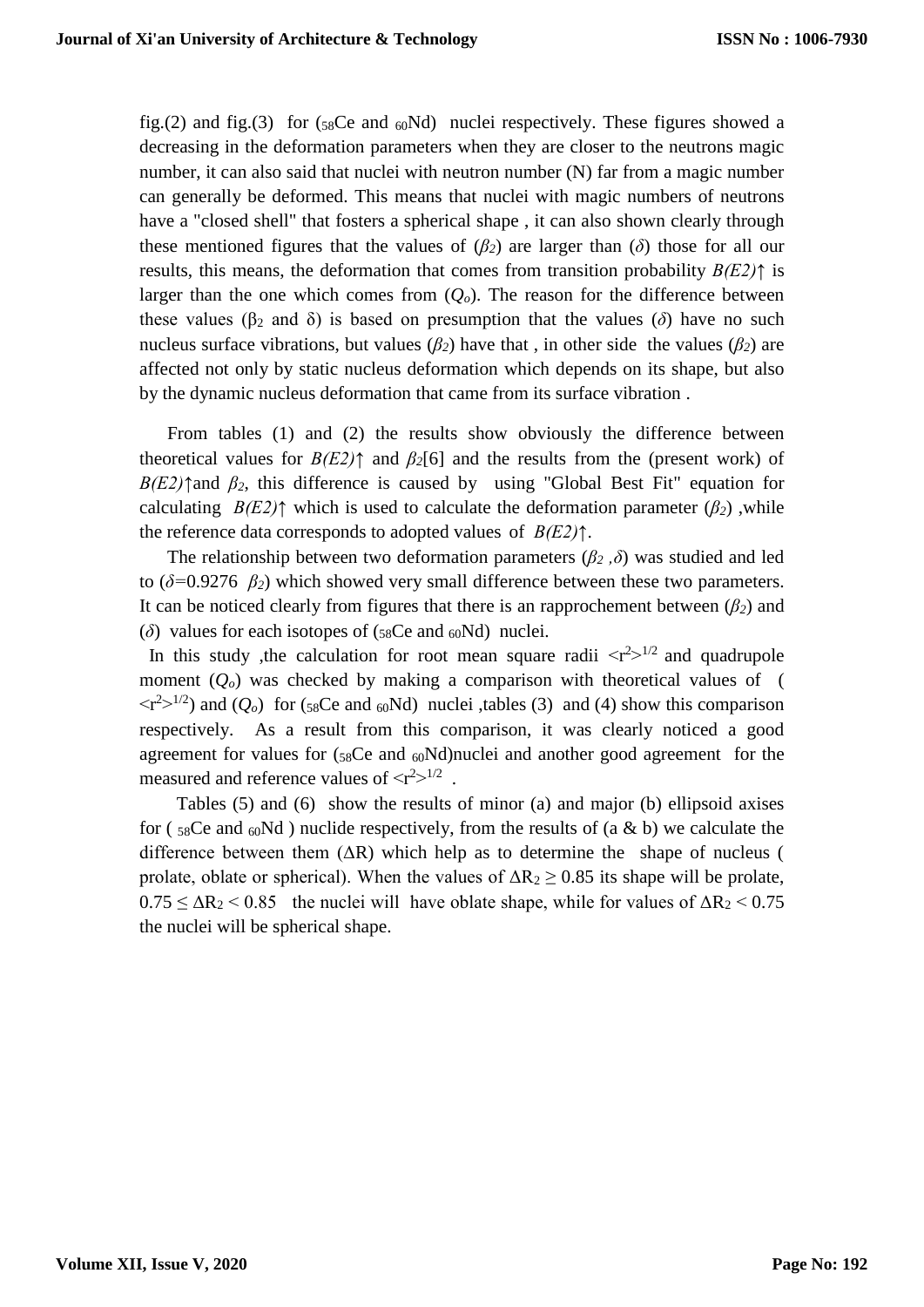fig.(2) and fig.(3) for ($_{58}$Ce and $_{60}$Nd) nuclei respectively. These figures showed a decreasing in the deformation parameters when they are closer to the neutrons magic number, it can also said that nuclei with neutron number (N) far from a magic number can generally be deformed. This means that nuclei with magic numbers of neutrons have a "closed shell" that fosters a spherical shape , it can also shown clearly through these mentioned figures that the values of ($\beta_2$) are larger than ($\delta$) those for all our results, this means, the deformation that comes from transition probability $B(E2)\uparrow$ is larger than the one which comes from ($Q_o$). The reason for the difference between these values ($\beta_2$ and $\delta$) is based on presumption that the values ($\delta$) have no such nucleus surface vibrations, but values ($\beta_2$) have that , in other side the values ($\beta_2$) are affected not only by static nucleus deformation which depends on its shape, but also by the dynamic nucleus deformation that came from its surface vibration .

From tables (1) and (2) the results show obviously the difference between theoretical values for $B(E2)\uparrow$ and $\beta_2$[6] and the results from the (present work) of $B(E2)\uparrow$and $\beta_2$, this difference is caused by using "Global Best Fit" equation for calculating $B(E2)\uparrow$ which is used to calculate the deformation parameter ($\beta_2$) ,while the reference data corresponds to adopted values of $B(E2)\uparrow$.

The relationship between two deformation parameters ($\beta_2$ ,$\delta$) was studied and led to ($\delta$=0.9276 $\beta_2$) which showed very small difference between these two parameters. It can be noticed clearly from figures that there is an rapprochement between ($\beta_2$) and ($\delta$) values for each isotopes of ($_{58}$Ce and $_{60}$Nd) nuclei.

In this study ,the calculation for root mean square radii $\langle r^2\rangle^{1/2}$ and quadrupole moment ($Q_o$) was checked by making a comparison with theoretical values of ( $\langle r^2\rangle^{1/2}$) and ($Q_o$) for ($_{58}$Ce and $_{60}$Nd) nuclei ,tables (3) and (4) show this comparison respectively. As a result from this comparison, it was clearly noticed a good agreement for values for ($_{58}$Ce and $_{60}$Nd)nuclei and another good agreement for the measured and reference values of $\langle r^2\rangle^{1/2}$ .

Tables (5) and (6) show the results of minor (a) and major (b) ellipsoid axises for ( $_{58}$Ce and $_{60}$Nd ) nuclide respectively, from the results of (a & b) we calculate the difference between them ($\Delta$R) which help as to determine the shape of nucleus ( prolate, oblate or spherical). When the values of $\Delta R_2 \geq 0.85$ its shape will be prolate, $0.75 \leq \Delta R_2 < 0.85$ the nuclei will have oblate shape, while for values of $\Delta R_2 < 0.75$ the nuclei will be spherical shape.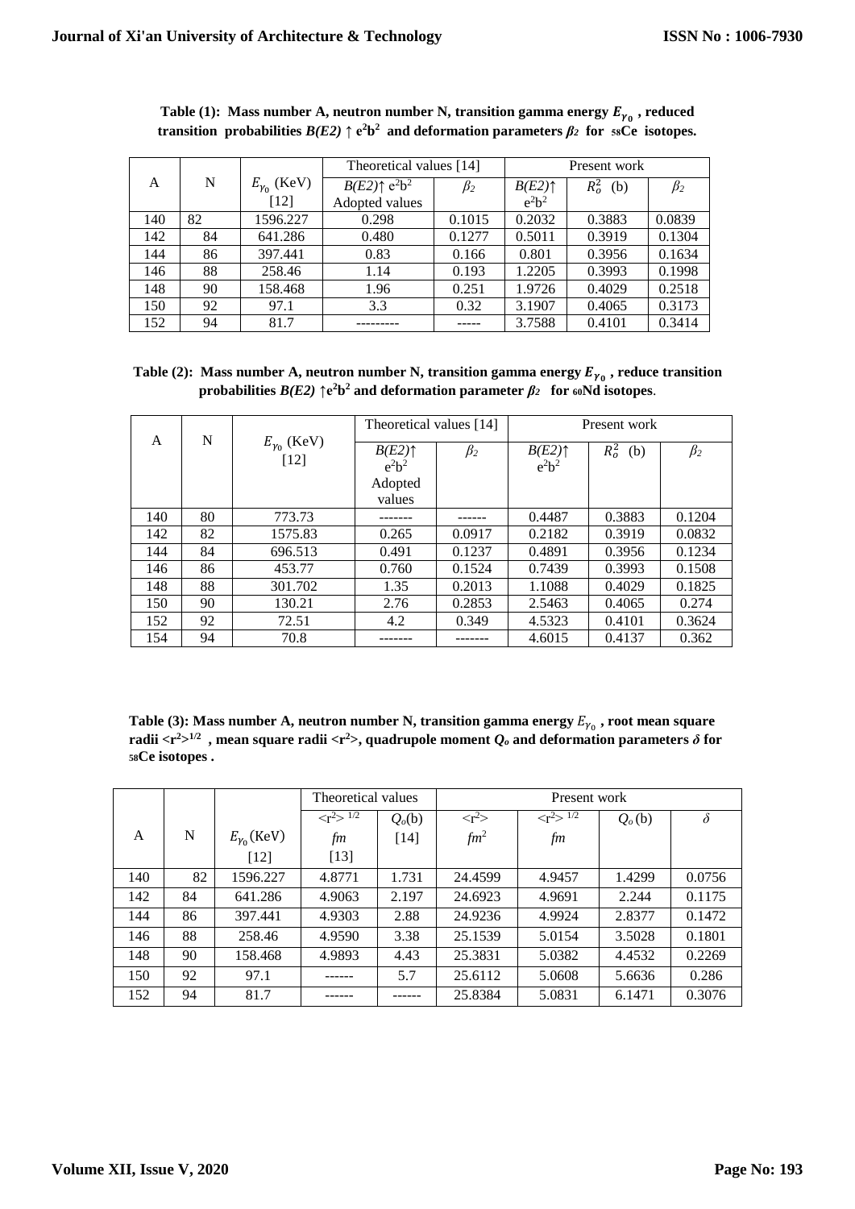**Table (1): Mass number A, neutron number N, transition gamma energy $E_{\gamma_0}$ , reduced transition probabilities $B(E2)\uparrow e^2b^2$ and deformation parameters $\beta_2$ for $_{58}$Ce isotopes.**

| A | N | $E_{\gamma_0}$ (KeV) [12] | Theoretical values [14] | | Present work | | |
|---|---|---|---|---|---|---|---|
| | | | $B(E2)\uparrow e^2b^2$ Adopted values | $\beta_2$ | $B(E2)\uparrow$ $e^2b^2$ | $R_o^2$ (b) | $\beta_2$ |
| 140 | 82 | 1596.227 | 0.298 | 0.1015 | 0.2032 | 0.3883 | 0.0839 |
| 142 | 84 | 641.286 | 0.480 | 0.1277 | 0.5011 | 0.3919 | 0.1304 |
| 144 | 86 | 397.441 | 0.83 | 0.166 | 0.801 | 0.3956 | 0.1634 |
| 146 | 88 | 258.46 | 1.14 | 0.193 | 1.2205 | 0.3993 | 0.1998 |
| 148 | 90 | 158.468 | 1.96 | 0.251 | 1.9726 | 0.4029 | 0.2518 |
| 150 | 92 | 97.1 | 3.3 | 0.32 | 3.1907 | 0.4065 | 0.3173 |
| 152 | 94 | 81.7 | --------- | ----- | 3.7588 | 0.4101 | 0.3414 |

**Table (2): Mass number A, neutron number N, transition gamma energy $E_{\gamma_0}$ , reduce transition probabilities $B(E2)\uparrow e^2b^2$ and deformation parameter $\beta_2$ for $_{60}$Nd isotopes.**

| A | N | $E_{\gamma_0}$ (KeV) [12] | Theoretical values [14] | | Present work | | |
|---|---|---|---|---|---|---|---|
| | | | $B(E2)\uparrow$ $e^2b^2$ Adopted values | $\beta_2$ | $B(E2)\uparrow$ $e^2b^2$ | $R_o^2$ (b) | $\beta_2$ |
| 140 | 80 | 773.73 | ------- | ------ | 0.4487 | 0.3883 | 0.1204 |
| 142 | 82 | 1575.83 | 0.265 | 0.0917 | 0.2182 | 0.3919 | 0.0832 |
| 144 | 84 | 696.513 | 0.491 | 0.1237 | 0.4891 | 0.3956 | 0.1234 |
| 146 | 86 | 453.77 | 0.760 | 0.1524 | 0.7439 | 0.3993 | 0.1508 |
| 148 | 88 | 301.702 | 1.35 | 0.2013 | 1.1088 | 0.4029 | 0.1825 |
| 150 | 90 | 130.21 | 2.76 | 0.2853 | 2.5463 | 0.4065 | 0.274 |
| 152 | 92 | 72.51 | 4.2 | 0.349 | 4.5323 | 0.4101 | 0.3624 |
| 154 | 94 | 70.8 | ------- | ------- | 4.6015 | 0.4137 | 0.362 |

**Table (3): Mass number A, neutron number N, transition gamma energy $E_{\gamma_0}$ , root mean square radii $<r^2>^{1/2}$ , mean square radii $<r^2>$, quadrupole moment $Q_o$ and deformation parameters $\delta$ for $_{58}$Ce isotopes .**

| A | N | $E_{\gamma_0}$ (KeV) [12] | Theoretical values | | Present work | | | |
|---|---|---|---|---|---|---|---|---|
| | | | $<r^2>^{1/2}$ fm [13] | $Q_o$(b) [14] | $<r^2>$ $fm^2$ | $<r^2>^{1/2}$ fm | $Q_o$ (b) | $\delta$ |
| 140 | 82 | 1596.227 | 4.8771 | 1.731 | 24.4599 | 4.9457 | 1.4299 | 0.0756 |
| 142 | 84 | 641.286 | 4.9063 | 2.197 | 24.6923 | 4.9691 | 2.244 | 0.1175 |
| 144 | 86 | 397.441 | 4.9303 | 2.88 | 24.9236 | 4.9924 | 2.8377 | 0.1472 |
| 146 | 88 | 258.46 | 4.9590 | 3.38 | 25.1539 | 5.0154 | 3.5028 | 0.1801 |
| 148 | 90 | 158.468 | 4.9893 | 4.43 | 25.3831 | 5.0382 | 4.4532 | 0.2269 |
| 150 | 92 | 97.1 | ------ | 5.7 | 25.6112 | 5.0608 | 5.6636 | 0.286 |
| 152 | 94 | 81.7 | ------ | ------ | 25.8384 | 5.0831 | 6.1471 | 0.3076 |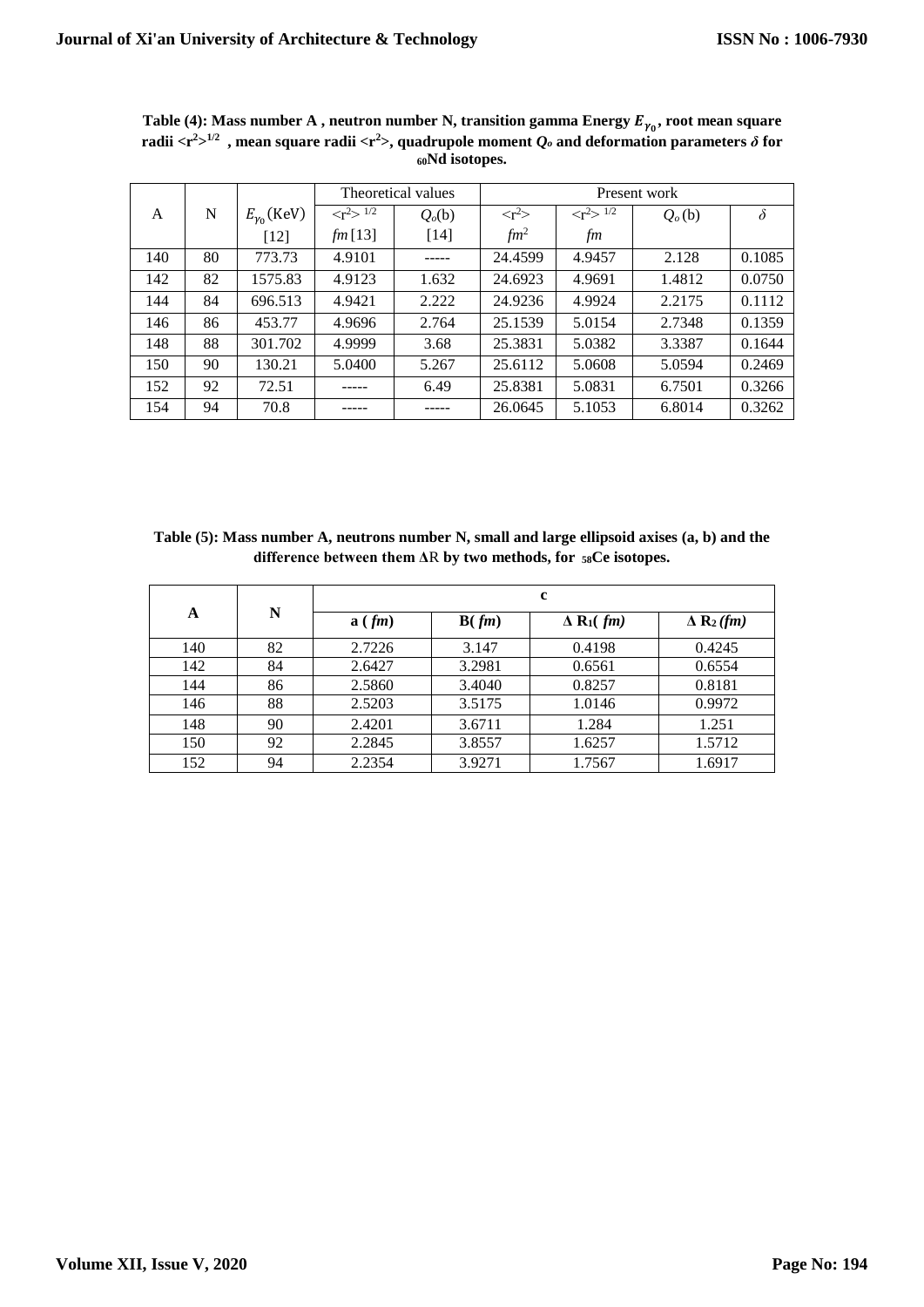**Table (4): Mass number A , neutron number N, transition gamma Energy $E_{\gamma_0}$, root mean square radii $<r^2>^{1/2}$ , mean square radii $<r^2>$, quadrupole moment $Q_o$ and deformation parameters $\delta$ for $_{60}$Nd isotopes.**

| A | N | $E_{\gamma_0}$(KeV) [12] | Theoretical values | | Present work | | | |
|---|---|---|---|---|---|---|---|---|
| | | | $<r^2>^{1/2}$ $fm$ [13] | $Q_o$(b) [14] | $<r^2>$ $fm^2$ | $<r^2>^{1/2}$ $fm$ | $Q_o$ (b) | $\delta$ |
| 140 | 80 | 773.73 | 4.9101 | ----- | 24.4599 | 4.9457 | 2.128 | 0.1085 |
| 142 | 82 | 1575.83 | 4.9123 | 1.632 | 24.6923 | 4.9691 | 1.4812 | 0.0750 |
| 144 | 84 | 696.513 | 4.9421 | 2.222 | 24.9236 | 4.9924 | 2.2175 | 0.1112 |
| 146 | 86 | 453.77 | 4.9696 | 2.764 | 25.1539 | 5.0154 | 2.7348 | 0.1359 |
| 148 | 88 | 301.702 | 4.9999 | 3.68 | 25.3831 | 5.0382 | 3.3387 | 0.1644 |
| 150 | 90 | 130.21 | 5.0400 | 5.267 | 25.6112 | 5.0608 | 5.0594 | 0.2469 |
| 152 | 92 | 72.51 | ----- | 6.49 | 25.8381 | 5.0831 | 6.7501 | 0.3266 |
| 154 | 94 | 70.8 | ----- | ----- | 26.0645 | 5.1053 | 6.8014 | 0.3262 |

**Table (5): Mass number A, neutrons number N, small and large ellipsoid axises (a, b) and the difference between them ΔR by two methods, for $_{58}$Ce isotopes.**

| A | N | c | | | |
|---|---|---|---|---|---|
| | | **a ( *fm*)** | **B( *fm*)** | **Δ R$_1$( *fm)*** | **Δ R$_2$ *(fm)*** |
| 140 | 82 | 2.7226 | 3.147 | 0.4198 | 0.4245 |
| 142 | 84 | 2.6427 | 3.2981 | 0.6561 | 0.6554 |
| 144 | 86 | 2.5860 | 3.4040 | 0.8257 | 0.8181 |
| 146 | 88 | 2.5203 | 3.5175 | 1.0146 | 0.9972 |
| 148 | 90 | 2.4201 | 3.6711 | 1.284 | 1.251 |
| 150 | 92 | 2.2845 | 3.8557 | 1.6257 | 1.5712 |
| 152 | 94 | 2.2354 | 3.9271 | 1.7567 | 1.6917 |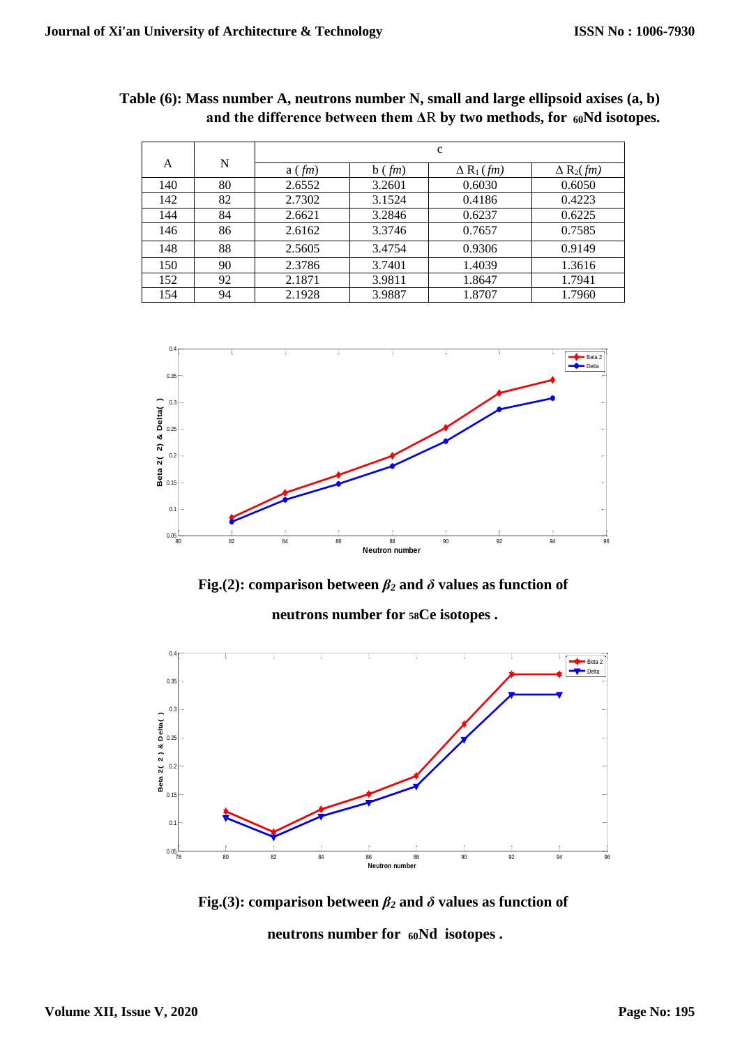**Table (6): Mass number A, neutrons number N, small and large ellipsoid axises (a, b) and the difference between them ΔR by two methods, for $_{60}$Nd isotopes.**

| A | N | c | | | |
|---|---|---|---|---|---|
| | | a ( *fm*) | b ( *fm*) | $\Delta R_1$ ( *fm*) | $\Delta R_2$( *fm*) |
| 140 | 80 | 2.6552 | 3.2601 | 0.6030 | 0.6050 |
| 142 | 82 | 2.7302 | 3.1524 | 0.4186 | 0.4223 |
| 144 | 84 | 2.6621 | 3.2846 | 0.6237 | 0.6225 |
| 146 | 86 | 2.6162 | 3.3746 | 0.7657 | 0.7585 |
| 148 | 88 | 2.5605 | 3.4754 | 0.9306 | 0.9149 |
| 150 | 90 | 2.3786 | 3.7401 | 1.4039 | 1.3616 |
| 152 | 92 | 2.1871 | 3.9811 | 1.8647 | 1.7941 |
| 154 | 94 | 2.1928 | 3.9887 | 1.8707 | 1.7960 |

**Fig.(2): comparison between $\beta_2$ and $\delta$ values as function of neutrons number for $_{58}$Ce isotopes .**

**Fig.(3): comparison between $\beta_2$ and $\delta$ values as function of neutrons number for $_{60}$Nd isotopes .**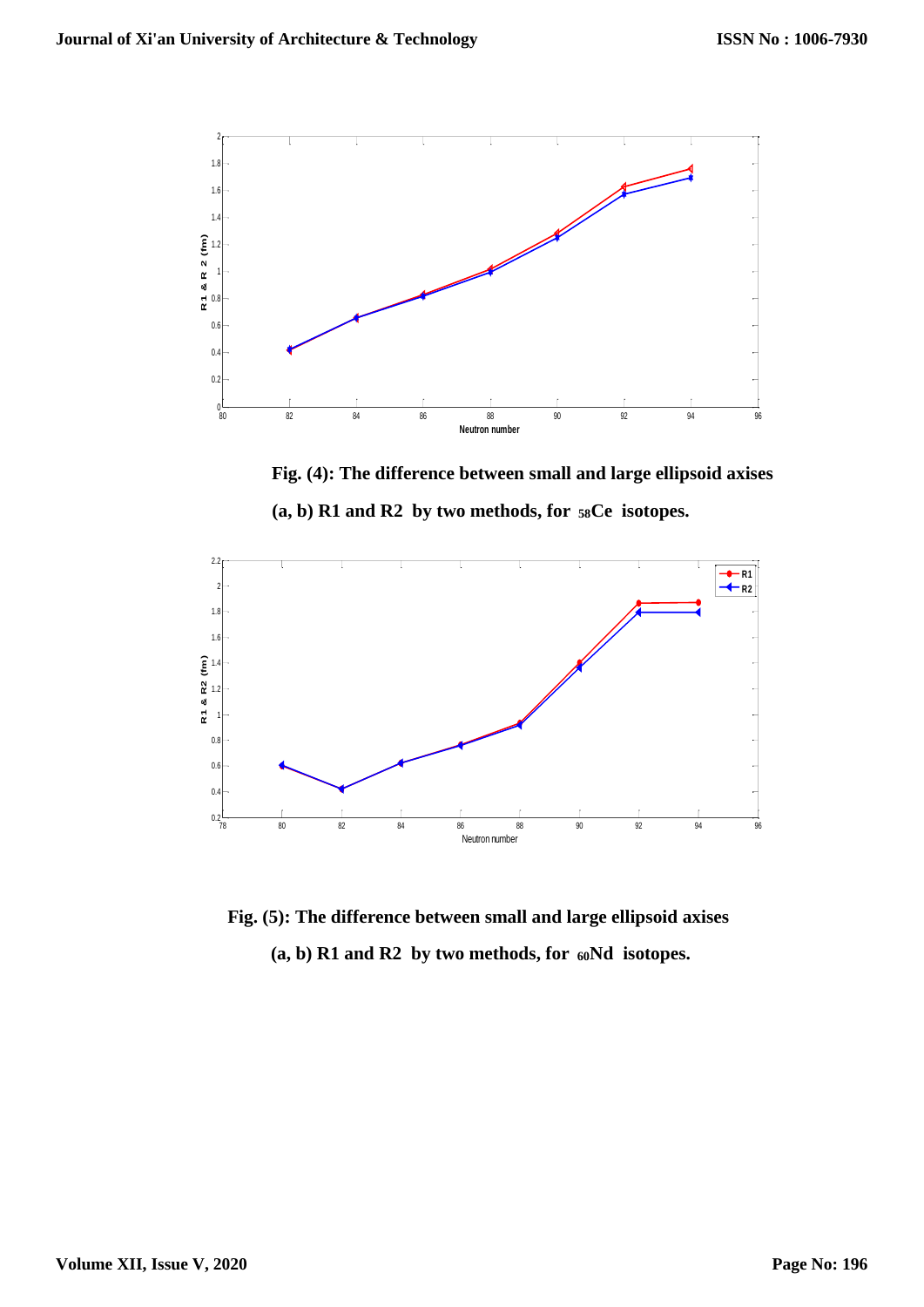**Fig. (4): The difference between small and large ellipsoid axises (a, b) R1 and R2 by two methods, for $_{58}$Ce isotopes.**

**Fig. (5): The difference between small and large ellipsoid axises (a, b) R1 and R2 by two methods, for $_{60}$Nd isotopes.**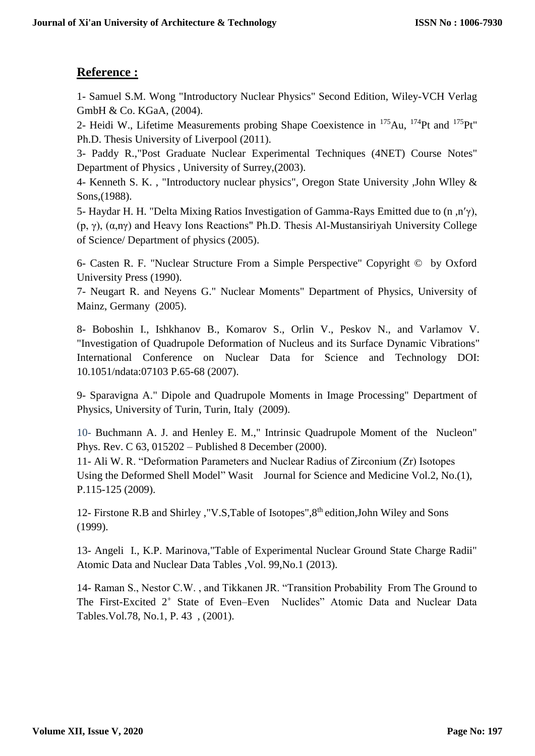## **Reference :**

1- Samuel S.M. Wong "Introductory Nuclear Physics" Second Edition, Wiley-VCH Verlag GmbH & Co. KGaA, (2004).

2- Heidi W., Lifetime Measurements probing Shape Coexistence in $^{175}$Au, $^{174}$Pt and $^{175}$Pt" Ph.D. Thesis University of Liverpool (2011).

3- Paddy R.,"Post Graduate Nuclear Experimental Techniques (4NET) Course Notes" Department of Physics , University of Surrey,(2003).

4- Kenneth S. K. , "Introductory nuclear physics", Oregon State University ,John Wlley & Sons,(1988).

5- Haydar H. H. "Delta Mixing Ratios Investigation of Gamma-Rays Emitted due to (n ,n′γ), (p, γ), (α,nγ) and Heavy Ions Reactions" Ph.D. Thesis Al-Mustansiriyah University College of Science/ Department of physics (2005).

6- Casten R. F. "Nuclear Structure From a Simple Perspective" Copyright © by Oxford University Press (1990).

7- Neugart R. and Neyens G." Nuclear Moments" Department of Physics, University of Mainz, Germany (2005).

8- Boboshin I., Ishkhanov B., Komarov S., Orlin V., Peskov N., and Varlamov V. "Investigation of Quadrupole Deformation of Nucleus and its Surface Dynamic Vibrations" International Conference on Nuclear Data for Science and Technology DOI: 10.1051/ndata:07103 P.65-68 (2007).

9- Sparavigna A." Dipole and Quadrupole Moments in Image Processing" Department of Physics, University of Turin, Turin, Italy (2009).

10- Buchmann A. J. and Henley E. M.," Intrinsic Quadrupole Moment of the Nucleon" Phys. Rev. C 63, 015202 – Published 8 December (2000).

11- Ali W. R. "Deformation Parameters and Nuclear Radius of Zirconium (Zr) Isotopes Using the Deformed Shell Model" Wasit Journal for Science and Medicine Vol.2, No.(1), P.115-125 (2009).

12- Firstone R.B and Shirley ,"V.S,Table of Isotopes",8th edition,John Wiley and Sons (1999).

13- Angeli I., K.P. Marinova,"Table of Experimental Nuclear Ground State Charge Radii" Atomic Data and Nuclear Data Tables ,Vol. 99,No.1 (2013).

14- Raman S., Nestor C.W. , and Tikkanen JR. "Transition Probability From The Ground to The First-Excited $2^+$ State of Even–Even Nuclides" Atomic Data and Nuclear Data Tables.Vol.78, No.1, P. 43 , (2001).